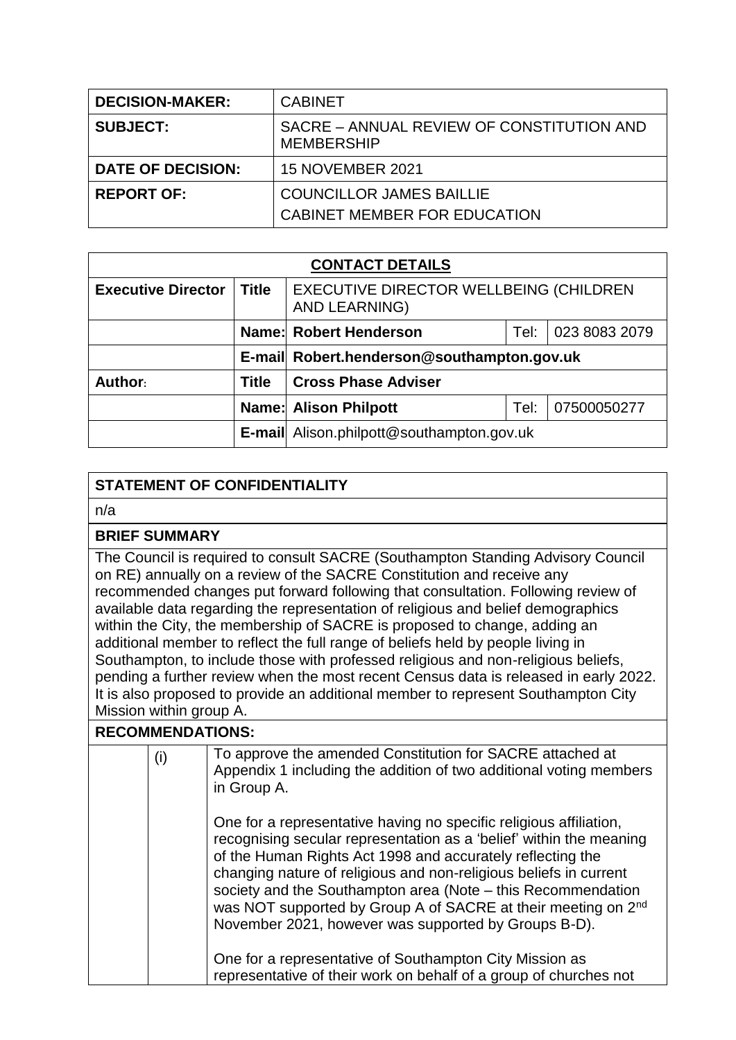| DECISION-MAKER: | CABINET |
|---|---|
| SUBJECT: | SACRE – ANNUAL REVIEW OF CONSTITUTION AND MEMBERSHIP |
| DATE OF DECISION: | 15 NOVEMBER 2021 |
| REPORT OF: | COUNCILLOR JAMES BAILLIE<br>CABINET MEMBER FOR EDUCATION |

| CONTACT DETAILS | | | | |
|---|---|---|---|---|
| **Executive Director** | **Title** | EXECUTIVE DIRECTOR WELLBEING (CHILDREN AND LEARNING) | | |
| | **Name:** | **Robert Henderson** | Tel: | 023 8083 2079 |
| | **E-mail** | **Robert.henderson@southampton.gov.uk** | | |
| **Author:** | **Title** | **Cross Phase Adviser** | | |
| | **Name:** | **Alison Philpott** | Tel: | 07500050277 |
| | **E-mail** | Alison.philpott@southampton.gov.uk | | |

## STATEMENT OF CONFIDENTIALITY

n/a

## BRIEF SUMMARY

The Council is required to consult SACRE (Southampton Standing Advisory Council on RE) annually on a review of the SACRE Constitution and receive any recommended changes put forward following that consultation. Following review of available data regarding the representation of religious and belief demographics within the City, the membership of SACRE is proposed to change, adding an additional member to reflect the full range of beliefs held by people living in Southampton, to include those with professed religious and non-religious beliefs, pending a further review when the most recent Census data is released in early 2022. It is also proposed to provide an additional member to represent Southampton City Mission within group A.

## RECOMMENDATIONS:

| | | |
|---|---|---|
| | (i) | To approve the amended Constitution for SACRE attached at Appendix 1 including the addition of two additional voting members in Group A.<br><br>One for a representative having no specific religious affiliation, recognising secular representation as a 'belief' within the meaning of the Human Rights Act 1998 and accurately reflecting the changing nature of religious and non-religious beliefs in current society and the Southampton area (Note – this Recommendation was NOT supported by Group A of SACRE at their meeting on 2nd November 2021, however was supported by Groups B-D).<br><br>One for a representative of Southampton City Mission as representative of their work on behalf of a group of churches not |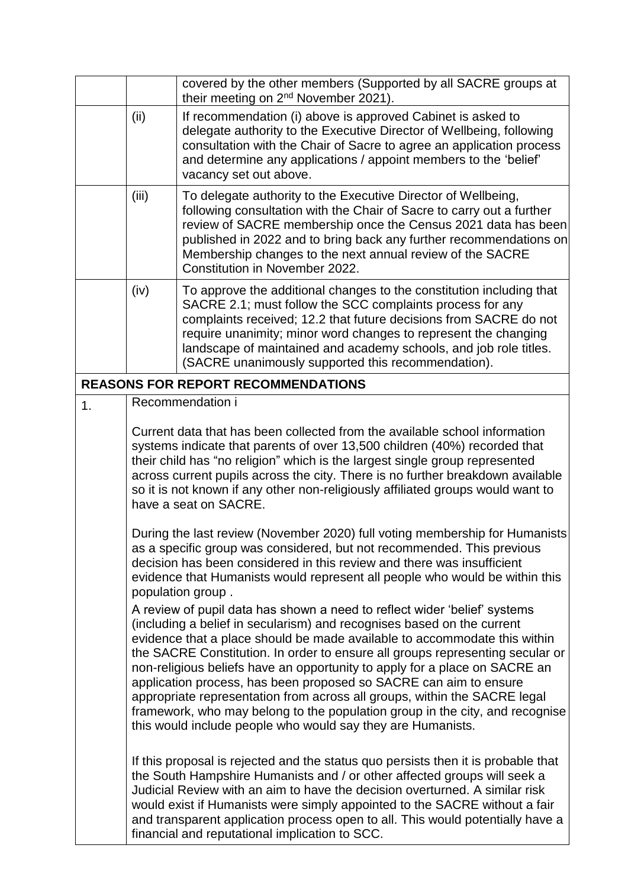| | | |
|---|---|---|
| | | covered by the other members (Supported by all SACRE groups at their meeting on 2nd November 2021). |
| | (ii) | If recommendation (i) above is approved Cabinet is asked to delegate authority to the Executive Director of Wellbeing, following consultation with the Chair of Sacre to agree an application process and determine any applications / appoint members to the 'belief' vacancy set out above. |
| | (iii) | To delegate authority to the Executive Director of Wellbeing, following consultation with the Chair of Sacre to carry out a further review of SACRE membership once the Census 2021 data has been published in 2022 and to bring back any further recommendations on Membership changes to the next annual review of the SACRE Constitution in November 2022. |
| | (iv) | To approve the additional changes to the constitution including that SACRE 2.1; must follow the SCC complaints process for any complaints received; 12.2 that future decisions from SACRE do not require unanimity; minor word changes to represent the changing landscape of maintained and academy schools, and job role titles. (SACRE unanimously supported this recommendation). |

**REASONS FOR REPORT RECOMMENDATIONS**

| | |
|---|---|
| 1. | Recommendation i<br><br>Current data that has been collected from the available school information systems indicate that parents of over 13,500 children (40%) recorded that their child has "no religion" which is the largest single group represented across current pupils across the city. There is no further breakdown available so it is not known if any other non-religiously affiliated groups would want to have a seat on SACRE.<br><br>During the last review (November 2020) full voting membership for Humanists as a specific group was considered, but not recommended. This previous decision has been considered in this review and there was insufficient evidence that Humanists would represent all people who would be within this population group .<br><br>A review of pupil data has shown a need to reflect wider 'belief' systems (including a belief in secularism) and recognises based on the current evidence that a place should be made available to accommodate this within the SACRE Constitution. In order to ensure all groups representing secular or non-religious beliefs have an opportunity to apply for a place on SACRE an application process, has been proposed so SACRE can aim to ensure appropriate representation from across all groups, within the SACRE legal framework, who may belong to the population group in the city, and recognise this would include people who would say they are Humanists.<br><br>If this proposal is rejected and the status quo persists then it is probable that the South Hampshire Humanists and / or other affected groups will seek a Judicial Review with an aim to have the decision overturned. A similar risk would exist if Humanists were simply appointed to the SACRE without a fair and transparent application process open to all. This would potentially have a financial and reputational implication to SCC. |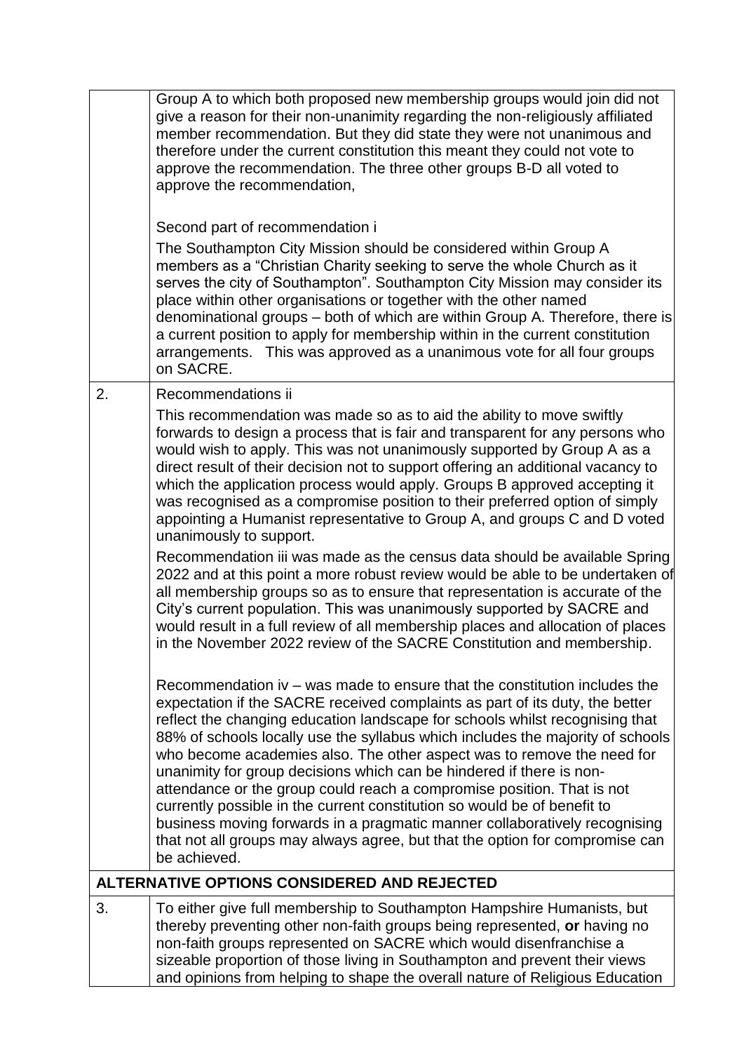| | |
|---|---|
| | Group A to which both proposed new membership groups would join did not give a reason for their non-unanimity regarding the non-religiously affiliated member recommendation. But they did state they were not unanimous and therefore under the current constitution this meant they could not vote to approve the recommendation. The three other groups B-D all voted to approve the recommendation,<br><br>Second part of recommendation i<br>The Southampton City Mission should be considered within Group A members as a "Christian Charity seeking to serve the whole Church as it serves the city of Southampton". Southampton City Mission may consider its place within other organisations or together with the other named denominational groups – both of which are within Group A. Therefore, there is a current position to apply for membership within in the current constitution arrangements. This was approved as a unanimous vote for all four groups on SACRE. |
| 2. | Recommendations ii<br>This recommendation was made so as to aid the ability to move swiftly forwards to design a process that is fair and transparent for any persons who would wish to apply. This was not unanimously supported by Group A as a direct result of their decision not to support offering an additional vacancy to which the application process would apply. Groups B approved accepting it was recognised as a compromise position to their preferred option of simply appointing a Humanist representative to Group A, and groups C and D voted unanimously to support.<br>Recommendation iii was made as the census data should be available Spring 2022 and at this point a more robust review would be able to be undertaken of all membership groups so as to ensure that representation is accurate of the City's current population. This was unanimously supported by SACRE and would result in a full review of all membership places and allocation of places in the November 2022 review of the SACRE Constitution and membership.<br><br>Recommendation iv – was made to ensure that the constitution includes the expectation if the SACRE received complaints as part of its duty, the better reflect the changing education landscape for schools whilst recognising that 88% of schools locally use the syllabus which includes the majority of schools who become academies also. The other aspect was to remove the need for unanimity for group decisions which can be hindered if there is non-attendance or the group could reach a compromise position. That is not currently possible in the current constitution so would be of benefit to business moving forwards in a pragmatic manner collaboratively recognising that not all groups may always agree, but that the option for compromise can be achieved. |
| **ALTERNATIVE OPTIONS CONSIDERED AND REJECTED** | |
| 3. | To either give full membership to Southampton Hampshire Humanists, but thereby preventing other non-faith groups being represented, **or** having no non-faith groups represented on SACRE which would disenfranchise a sizeable proportion of those living in Southampton and prevent their views and opinions from helping to shape the overall nature of Religious Education |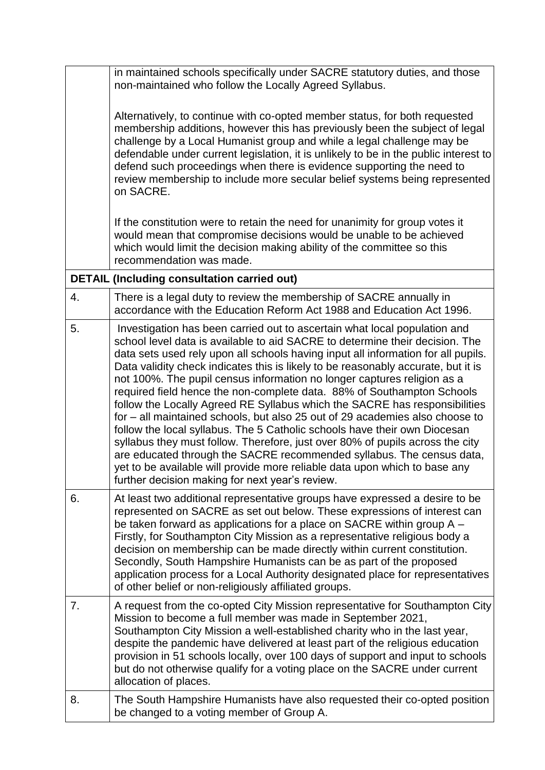| | |
|---|---|
| | in maintained schools specifically under SACRE statutory duties, and those non-maintained who follow the Locally Agreed Syllabus.<br><br>Alternatively, to continue with co-opted member status, for both requested membership additions, however this has previously been the subject of legal challenge by a Local Humanist group and while a legal challenge may be defendable under current legislation, it is unlikely to be in the public interest to defend such proceedings when there is evidence supporting the need to review membership to include more secular belief systems being represented on SACRE.<br><br>If the constitution were to retain the need for unanimity for group votes it would mean that compromise decisions would be unable to be achieved which would limit the decision making ability of the committee so this recommendation was made. |
| **DETAIL (Including consultation carried out)** | |
| 4. | There is a legal duty to review the membership of SACRE annually in accordance with the Education Reform Act 1988 and Education Act 1996. |
| 5. | Investigation has been carried out to ascertain what local population and school level data is available to aid SACRE to determine their decision. The data sets used rely upon all schools having input all information for all pupils. Data validity check indicates this is likely to be reasonably accurate, but it is not 100%. The pupil census information no longer captures religion as a required field hence the non-complete data. 88% of Southampton Schools follow the Locally Agreed RE Syllabus which the SACRE has responsibilities for – all maintained schools, but also 25 out of 29 academies also choose to follow the local syllabus. The 5 Catholic schools have their own Diocesan syllabus they must follow. Therefore, just over 80% of pupils across the city are educated through the SACRE recommended syllabus. The census data, yet to be available will provide more reliable data upon which to base any further decision making for next year's review. |
| 6. | At least two additional representative groups have expressed a desire to be represented on SACRE as set out below. These expressions of interest can be taken forward as applications for a place on SACRE within group A – Firstly, for Southampton City Mission as a representative religious body a decision on membership can be made directly within current constitution. Secondly, South Hampshire Humanists can be as part of the proposed application process for a Local Authority designated place for representatives of other belief or non-religiously affiliated groups. |
| 7. | A request from the co-opted City Mission representative for Southampton City Mission to become a full member was made in September 2021, Southampton City Mission a well-established charity who in the last year, despite the pandemic have delivered at least part of the religious education provision in 51 schools locally, over 100 days of support and input to schools but do not otherwise qualify for a voting place on the SACRE under current allocation of places. |
| 8. | The South Hampshire Humanists have also requested their co-opted position be changed to a voting member of Group A. |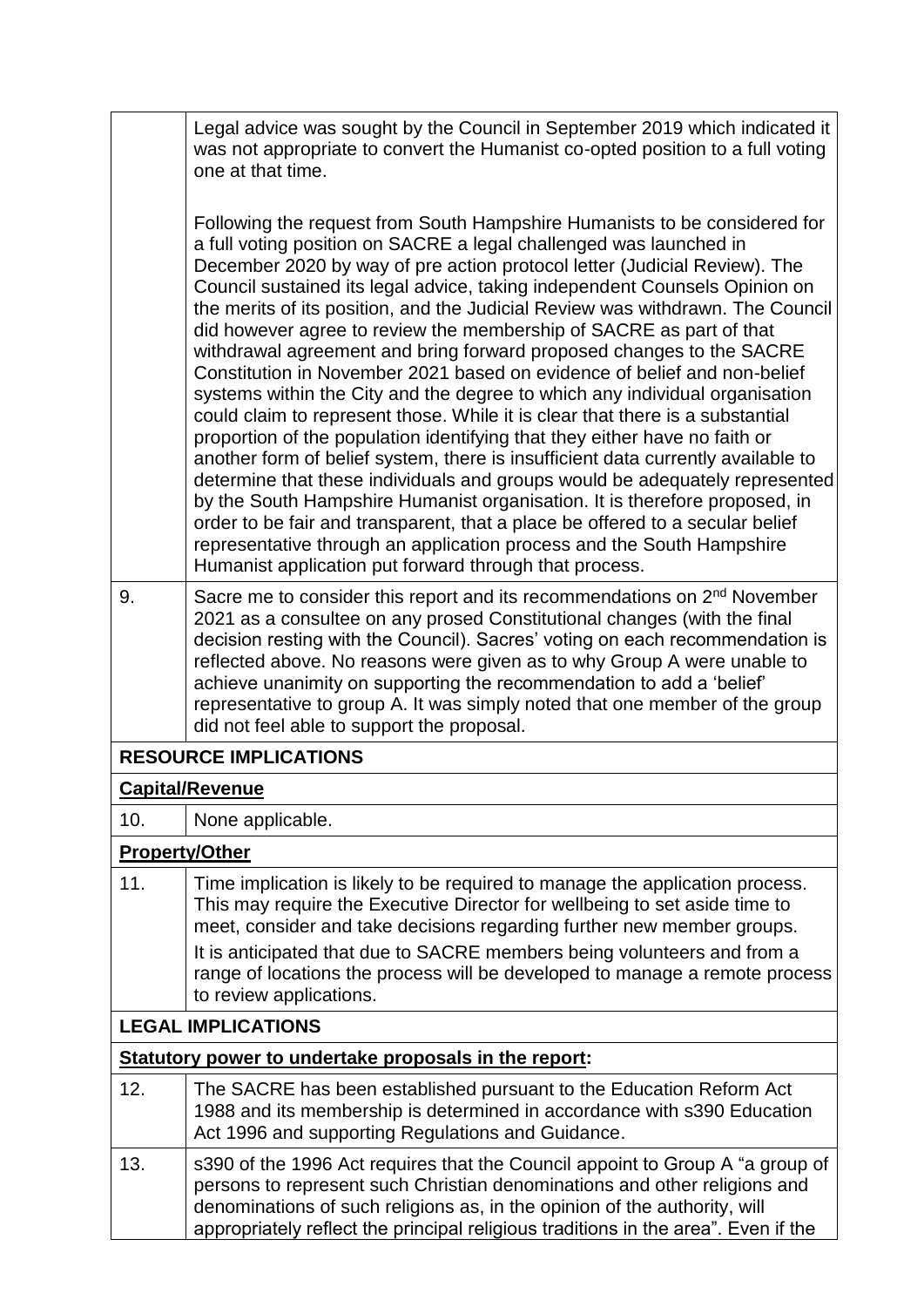| | |
|---|---|
| | Legal advice was sought by the Council in September 2019 which indicated it was not appropriate to convert the Humanist co-opted position to a full voting one at that time.<br><br>Following the request from South Hampshire Humanists to be considered for a full voting position on SACRE a legal challenged was launched in December 2020 by way of pre action protocol letter (Judicial Review). The Council sustained its legal advice, taking independent Counsels Opinion on the merits of its position, and the Judicial Review was withdrawn. The Council did however agree to review the membership of SACRE as part of that withdrawal agreement and bring forward proposed changes to the SACRE Constitution in November 2021 based on evidence of belief and non-belief systems within the City and the degree to which any individual organisation could claim to represent those. While it is clear that there is a substantial proportion of the population identifying that they either have no faith or another form of belief system, there is insufficient data currently available to determine that these individuals and groups would be adequately represented by the South Hampshire Humanist organisation. It is therefore proposed, in order to be fair and transparent, that a place be offered to a secular belief representative through an application process and the South Hampshire Humanist application put forward through that process. |
| 9. | Sacre me to consider this report and its recommendations on 2nd November 2021 as a consultee on any prosed Constitutional changes (with the final decision resting with the Council). Sacres' voting on each recommendation is reflected above. No reasons were given as to why Group A were unable to achieve unanimity on supporting the recommendation to add a 'belief' representative to group A. It was simply noted that one member of the group did not feel able to support the proposal. |
| **RESOURCE IMPLICATIONS** | |
| **Capital/Revenue** | |
| 10. | None applicable. |
| **Property/Other** | |
| 11. | Time implication is likely to be required to manage the application process. This may require the Executive Director for wellbeing to set aside time to meet, consider and take decisions regarding further new member groups.<br>It is anticipated that due to SACRE members being volunteers and from a range of locations the process will be developed to manage a remote process to review applications. |
| **LEGAL IMPLICATIONS** | |
| **Statutory power to undertake proposals in the report:** | |
| 12. | The SACRE has been established pursuant to the Education Reform Act 1988 and its membership is determined in accordance with s390 Education Act 1996 and supporting Regulations and Guidance. |
| 13. | s390 of the 1996 Act requires that the Council appoint to Group A "a group of persons to represent such Christian denominations and other religions and denominations of such religions as, in the opinion of the authority, will appropriately reflect the principal religious traditions in the area". Even if the |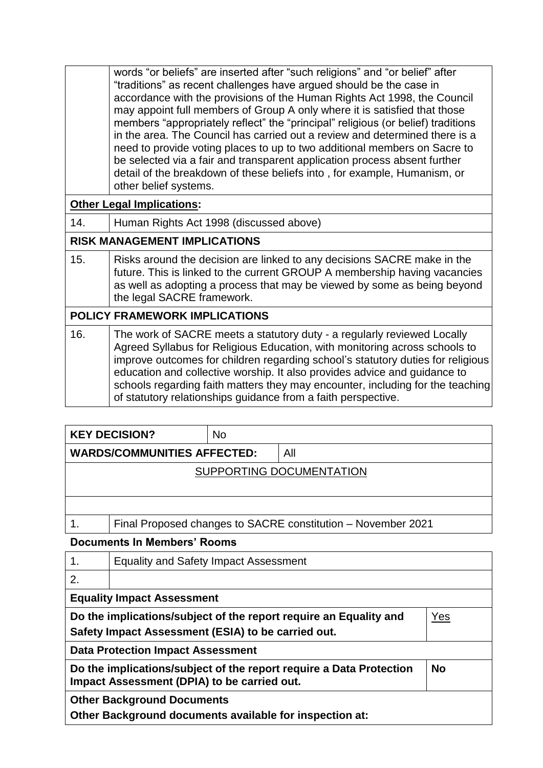|  | words “or beliefs” are inserted after “such religions” and “or belief” after “traditions” as recent challenges have argued should be the case in accordance with the provisions of the Human Rights Act 1998, the Council may appoint full members of Group A only where it is satisfied that those members “appropriately reflect” the “principal” religious (or belief) traditions in the area. The Council has carried out a review and determined there is a need to provide voting places to up to two additional members on Sacre to be selected via a fair and transparent application process absent further detail of the breakdown of these beliefs into , for example, Humanism, or other belief systems. |
|---|---|
| **<u>Other Legal Implications</u>:** | |
| 14. | Human Rights Act 1998 (discussed above) |
| **RISK MANAGEMENT IMPLICATIONS** | |
| 15. | Risks around the decision are linked to any decisions SACRE make in the future. This is linked to the current GROUP A membership having vacancies as well as adopting a process that may be viewed by some as being beyond the legal SACRE framework. |
| **POLICY FRAMEWORK IMPLICATIONS** | |
| 16. | The work of SACRE meets a statutory duty - a regularly reviewed Locally Agreed Syllabus for Religious Education, with monitoring across schools to improve outcomes for children regarding school’s statutory duties for religious education and collective worship. It also provides advice and guidance to schools regarding faith matters they may encounter, including for the teaching of statutory relationships guidance from a faith perspective. |

| **KEY DECISION?** | No |
|---|---|
| **WARDS/COMMUNITIES AFFECTED:** | All |

<u>SUPPORTING DOCUMENTATION</u>

| | |
|---|---|
| 1. | Final Proposed changes to SACRE constitution – November 2021 |

**Documents In Members’ Rooms**

| | |
|---|---|
| 1. | Equality and Safety Impact Assessment |
| 2. | |

**Equality Impact Assessment**

| | |
|---|---|
| **Do the implications/subject of the report require an Equality and Safety Impact Assessment (ESIA) to be carried out.** | <u>Yes</u> |

**Data Protection Impact Assessment**

| | |
|---|---|
| **Do the implications/subject of the report require a Data Protection Impact Assessment (DPIA) to be carried out.** | **No** |

**Other Background Documents**

**Other Background documents available for inspection at:**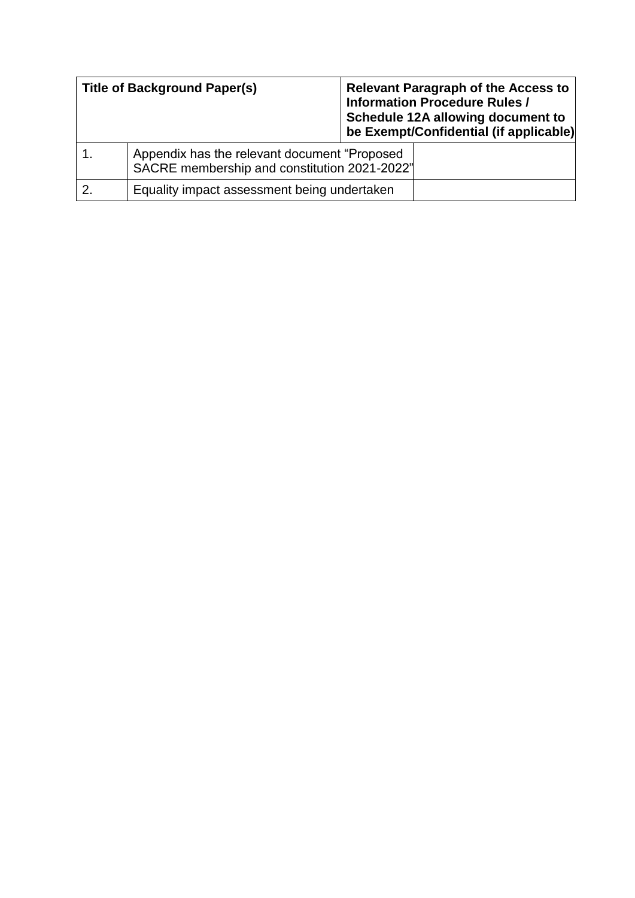| Title of Background Paper(s) | | Relevant Paragraph of the Access to Information Procedure Rules / Schedule 12A allowing document to be Exempt/Confidential (if applicable) |
|---|---|---|
| 1. | Appendix has the relevant document “Proposed SACRE membership and constitution 2021-2022” | |
| 2. | Equality impact assessment being undertaken | |